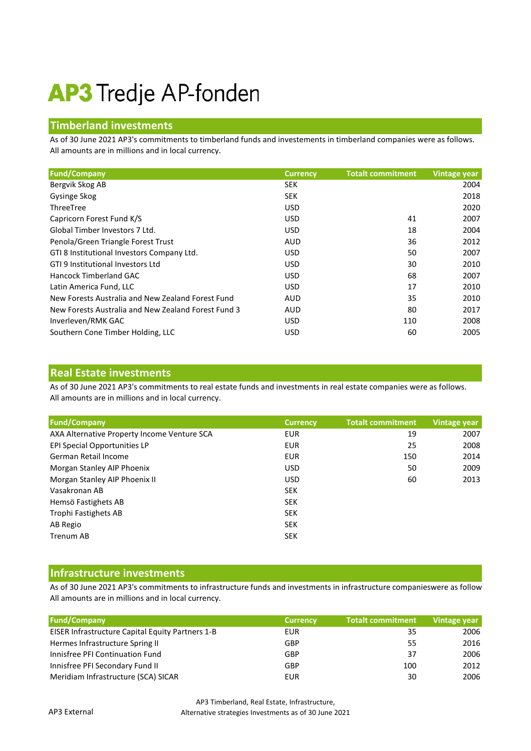# AP3 Tredje AP-fonden

## Timberland investments

As of 30 June 2021 AP3's commitments to timberland funds and investements in timberland companies were as follows.
All amounts are in millions and in local currency.

| Fund/Company | Currency | Totalt commitment | Vintage year |
|---|---|---|---|
| Bergvik Skog AB | SEK | | 2004 |
| Gysinge Skog | SEK | | 2018 |
| ThreeTree | USD | | 2020 |
| Capricorn Forest Fund K/S | USD | 41 | 2007 |
| Global Timber Investors 7 Ltd. | USD | 18 | 2004 |
| Penola/Green Triangle Forest Trust | AUD | 36 | 2012 |
| GTI 8 Institutional Investors Company Ltd. | USD | 50 | 2007 |
| GTI 9 Institutional Investors Ltd | USD | 30 | 2010 |
| Hancock Timberland GAC | USD | 68 | 2007 |
| Latin America Fund, LLC | USD | 17 | 2010 |
| New Forests Australia and New Zealand Forest Fund | AUD | 35 | 2010 |
| New Forests Australia and New Zealand Forest Fund 3 | AUD | 80 | 2017 |
| Inverleven/RMK GAC | USD | 110 | 2008 |
| Southern Cone Timber Holding, LLC | USD | 60 | 2005 |

## Real Estate investments

As of 30 June 2021 AP3's commitments to real estate funds and investments in real estate companies were as follows.
All amounts are in millions and in local currency.

| Fund/Company | Currency | Totalt commitment | Vintage year |
|---|---|---|---|
| AXA Alternative Property Income Venture SCA | EUR | 19 | 2007 |
| EPI Special Opportunities LP | EUR | 25 | 2008 |
| German Retail Income | EUR | 150 | 2014 |
| Morgan Stanley AIP Phoenix | USD | 50 | 2009 |
| Morgan Stanley AIP Phoenix II | USD | 60 | 2013 |
| Vasakronan AB | SEK | | |
| Hemsö Fastighets AB | SEK | | |
| Trophi Fastighets AB | SEK | | |
| AB Regio | SEK | | |
| Trenum AB | SEK | | |

## Infrastructure investments

As of 30 June 2021 AP3's commitments to infrastructure funds and investments in infrastructure companieswere as follow
All amounts are in millions and in local currency.

| Fund/Company | Currency | Totalt commitment | Vintage year |
|---|---|---|---|
| EISER Infrastructure Capital Equity Partners 1-B | EUR | 35 | 2006 |
| Hermes Infrastructure Spring II | GBP | 55 | 2016 |
| Innisfree PFI Continuation Fund | GBP | 37 | 2006 |
| Innisfree PFI Secondary Fund II | GBP | 100 | 2012 |
| Meridiam Infrastructure (SCA) SICAR | EUR | 30 | 2006 |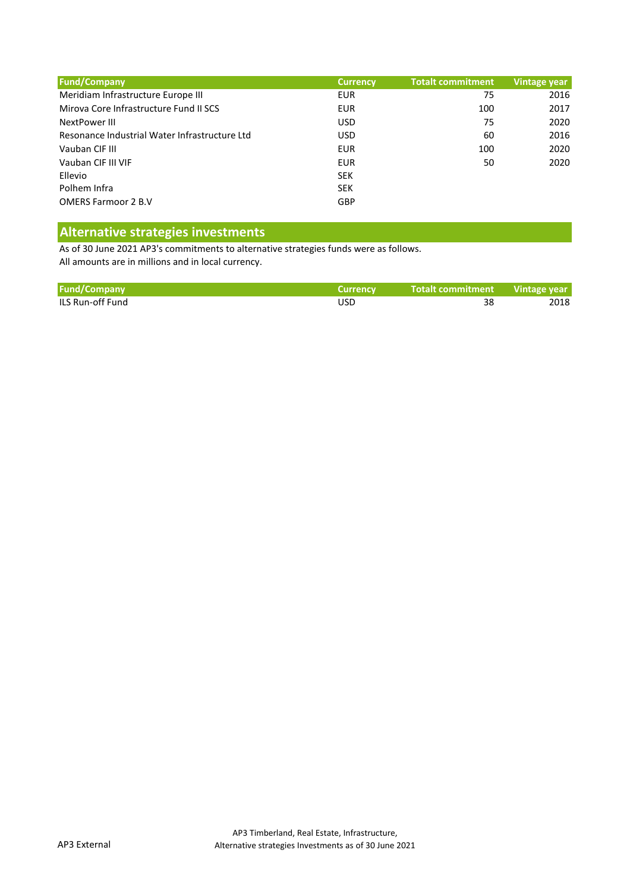| Fund/Company | Currency | Totalt commitment | Vintage year |
|---|---|---|---|
| Meridiam Infrastructure Europe III | EUR | 75 | 2016 |
| Mirova Core Infrastructure Fund II SCS | EUR | 100 | 2017 |
| NextPower III | USD | 75 | 2020 |
| Resonance Industrial Water Infrastructure Ltd | USD | 60 | 2016 |
| Vauban CIF III | EUR | 100 | 2020 |
| Vauban CIF III VIF | EUR | 50 | 2020 |
| Ellevio | SEK | | |
| Polhem Infra | SEK | | |
| OMERS Farmoor 2 B.V | GBP | | |

## Alternative strategies investments

As of 30 June 2021 AP3's commitments to alternative strategies funds were as follows.
All amounts are in millions and in local currency.

| Fund/Company | Currency | Totalt commitment | Vintage year |
|---|---|---|---|
| ILS Run-off Fund | USD | 38 | 2018 |